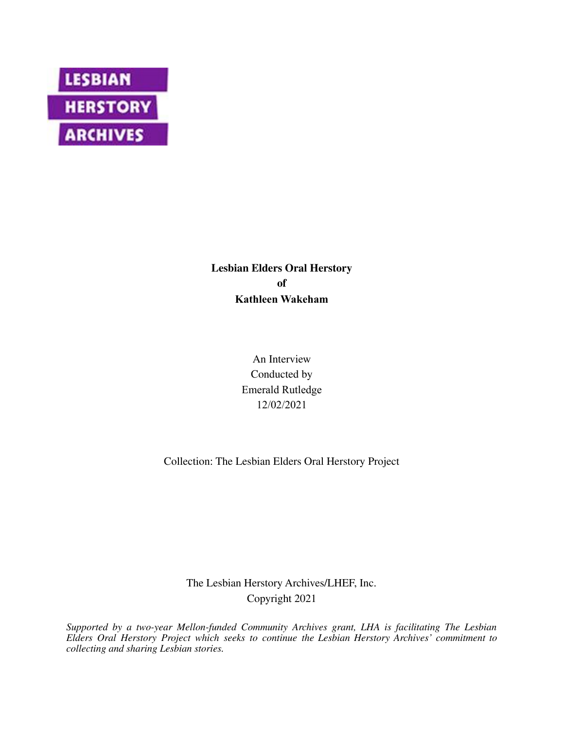LESBIAN
HERSTORY
ARCHIVES

**Lesbian Elders Oral Herstory**
**of**
**Kathleen Wakeham**

An Interview
Conducted by
Emerald Rutledge
12/02/2021

Collection: The Lesbian Elders Oral Herstory Project

The Lesbian Herstory Archives/LHEF, Inc.
Copyright 2021

*Supported by a two-year Mellon-funded Community Archives grant, LHA is facilitating The Lesbian Elders Oral Herstory Project which seeks to continue the Lesbian Herstory Archives' commitment to collecting and sharing Lesbian stories.*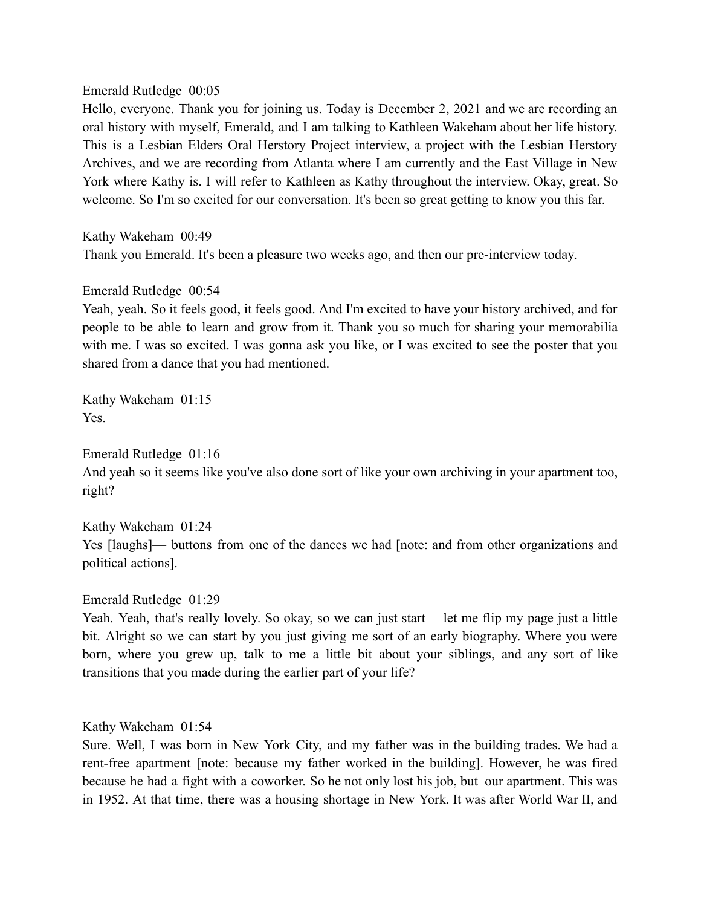Emerald Rutledge 00:05

Hello, everyone. Thank you for joining us. Today is December 2, 2021 and we are recording an oral history with myself, Emerald, and I am talking to Kathleen Wakeham about her life history. This is a Lesbian Elders Oral Herstory Project interview, a project with the Lesbian Herstory Archives, and we are recording from Atlanta where I am currently and the East Village in New York where Kathy is. I will refer to Kathleen as Kathy throughout the interview. Okay, great. So welcome. So I'm so excited for our conversation. It's been so great getting to know you this far.

Kathy Wakeham 00:49

Thank you Emerald. It's been a pleasure two weeks ago, and then our pre-interview today.

Emerald Rutledge 00:54

Yeah, yeah. So it feels good, it feels good. And I'm excited to have your history archived, and for people to be able to learn and grow from it. Thank you so much for sharing your memorabilia with me. I was so excited. I was gonna ask you like, or I was excited to see the poster that you shared from a dance that you had mentioned.

Kathy Wakeham 01:15

Yes.

Emerald Rutledge 01:16

And yeah so it seems like you've also done sort of like your own archiving in your apartment too, right?

Kathy Wakeham 01:24

Yes [laughs]— buttons from one of the dances we had [note: and from other organizations and political actions].

Emerald Rutledge 01:29

Yeah. Yeah, that's really lovely. So okay, so we can just start— let me flip my page just a little bit. Alright so we can start by you just giving me sort of an early biography. Where you were born, where you grew up, talk to me a little bit about your siblings, and any sort of like transitions that you made during the earlier part of your life?

Kathy Wakeham 01:54

Sure. Well, I was born in New York City, and my father was in the building trades. We had a rent-free apartment [note: because my father worked in the building]. However, he was fired because he had a fight with a coworker. So he not only lost his job, but our apartment. This was in 1952. At that time, there was a housing shortage in New York. It was after World War II, and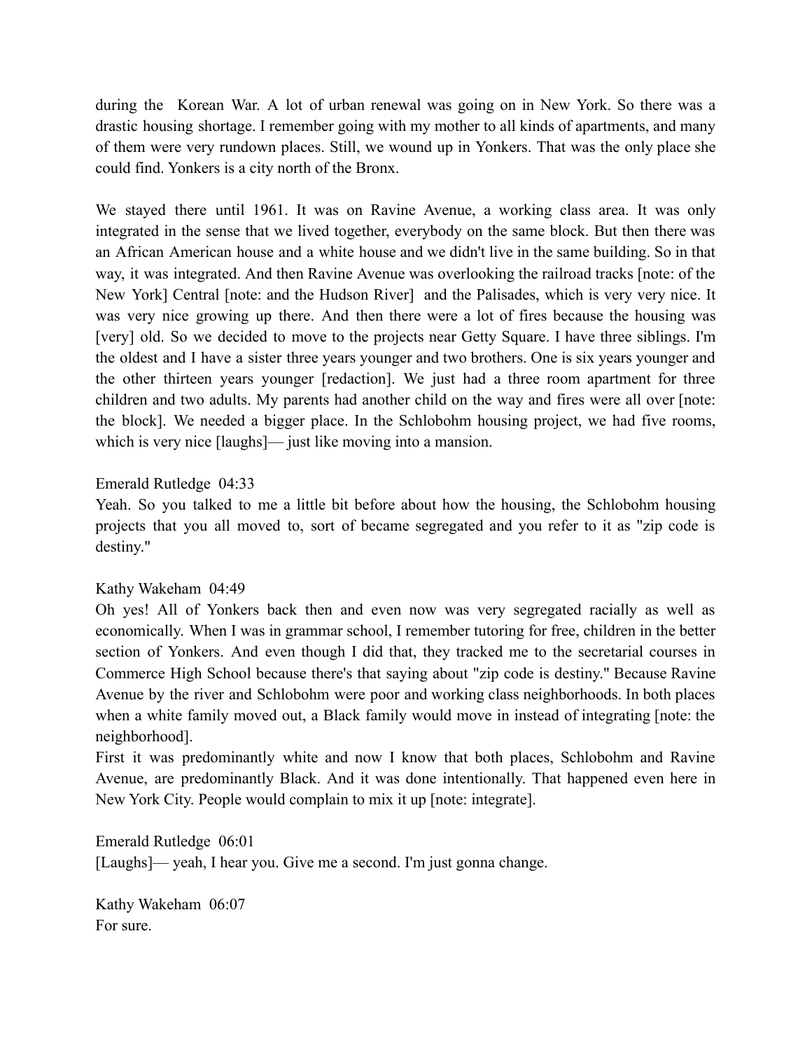during the  Korean War. A lot of urban renewal was going on in New York. So there was a drastic housing shortage. I remember going with my mother to all kinds of apartments, and many of them were very rundown places. Still, we wound up in Yonkers. That was the only place she could find. Yonkers is a city north of the Bronx.

We stayed there until 1961. It was on Ravine Avenue, a working class area. It was only integrated in the sense that we lived together, everybody on the same block. But then there was an African American house and a white house and we didn't live in the same building. So in that way, it was integrated. And then Ravine Avenue was overlooking the railroad tracks [note: of the New York] Central [note: and the Hudson River]  and the Palisades, which is very very nice. It was very nice growing up there. And then there were a lot of fires because the housing was [very] old. So we decided to move to the projects near Getty Square. I have three siblings. I'm the oldest and I have a sister three years younger and two brothers. One is six years younger and the other thirteen years younger [redaction]. We just had a three room apartment for three children and two adults. My parents had another child on the way and fires were all over [note: the block]. We needed a bigger place. In the Schlobohm housing project, we had five rooms, which is very nice [laughs]— just like moving into a mansion.

Emerald Rutledge  04:33
Yeah. So you talked to me a little bit before about how the housing, the Schlobohm housing projects that you all moved to, sort of became segregated and you refer to it as "zip code is destiny."

Kathy Wakeham  04:49
Oh yes! All of Yonkers back then and even now was very segregated racially as well as economically. When I was in grammar school, I remember tutoring for free, children in the better section of Yonkers. And even though I did that, they tracked me to the secretarial courses in Commerce High School because there's that saying about "zip code is destiny." Because Ravine Avenue by the river and Schlobohm were poor and working class neighborhoods. In both places when a white family moved out, a Black family would move in instead of integrating [note: the neighborhood].
First it was predominantly white and now I know that both places, Schlobohm and Ravine Avenue, are predominantly Black. And it was done intentionally. That happened even here in New York City. People would complain to mix it up [note: integrate].

Emerald Rutledge  06:01
[Laughs]— yeah, I hear you. Give me a second. I'm just gonna change.

Kathy Wakeham  06:07
For sure.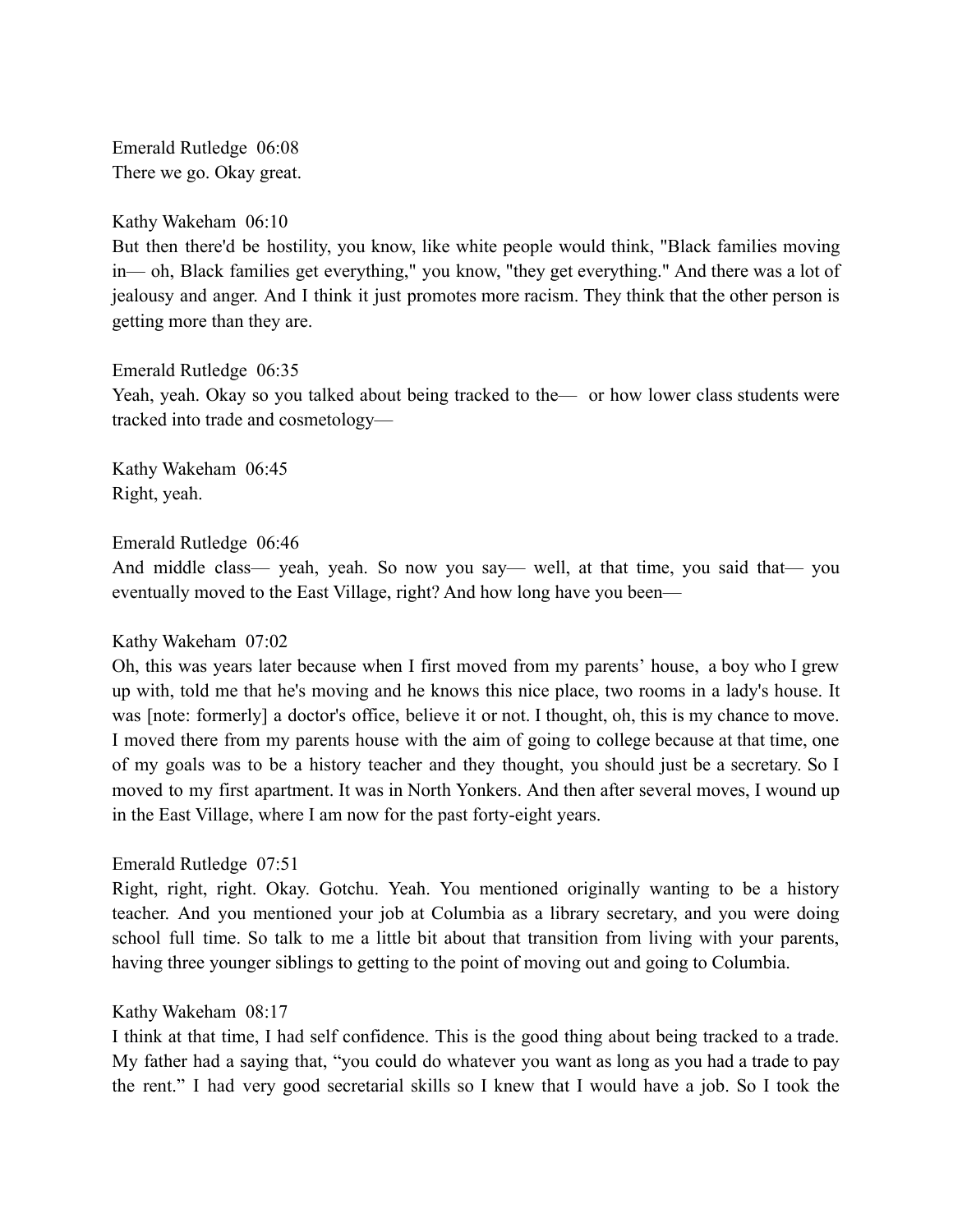Emerald Rutledge 06:08
There we go. Okay great.

Kathy Wakeham 06:10
But then there'd be hostility, you know, like white people would think, "Black families moving in— oh, Black families get everything," you know, "they get everything." And there was a lot of jealousy and anger. And I think it just promotes more racism. They think that the other person is getting more than they are.

Emerald Rutledge 06:35
Yeah, yeah. Okay so you talked about being tracked to the— or how lower class students were tracked into trade and cosmetology—

Kathy Wakeham 06:45
Right, yeah.

Emerald Rutledge 06:46
And middle class— yeah, yeah. So now you say— well, at that time, you said that— you eventually moved to the East Village, right? And how long have you been—

Kathy Wakeham 07:02
Oh, this was years later because when I first moved from my parents' house, a boy who I grew up with, told me that he's moving and he knows this nice place, two rooms in a lady's house. It was [note: formerly] a doctor's office, believe it or not. I thought, oh, this is my chance to move. I moved there from my parents house with the aim of going to college because at that time, one of my goals was to be a history teacher and they thought, you should just be a secretary. So I moved to my first apartment. It was in North Yonkers. And then after several moves, I wound up in the East Village, where I am now for the past forty-eight years.

Emerald Rutledge 07:51
Right, right, right. Okay. Gotchu. Yeah. You mentioned originally wanting to be a history teacher. And you mentioned your job at Columbia as a library secretary, and you were doing school full time. So talk to me a little bit about that transition from living with your parents, having three younger siblings to getting to the point of moving out and going to Columbia.

Kathy Wakeham 08:17
I think at that time, I had self confidence. This is the good thing about being tracked to a trade. My father had a saying that, "you could do whatever you want as long as you had a trade to pay the rent." I had very good secretarial skills so I knew that I would have a job. So I took the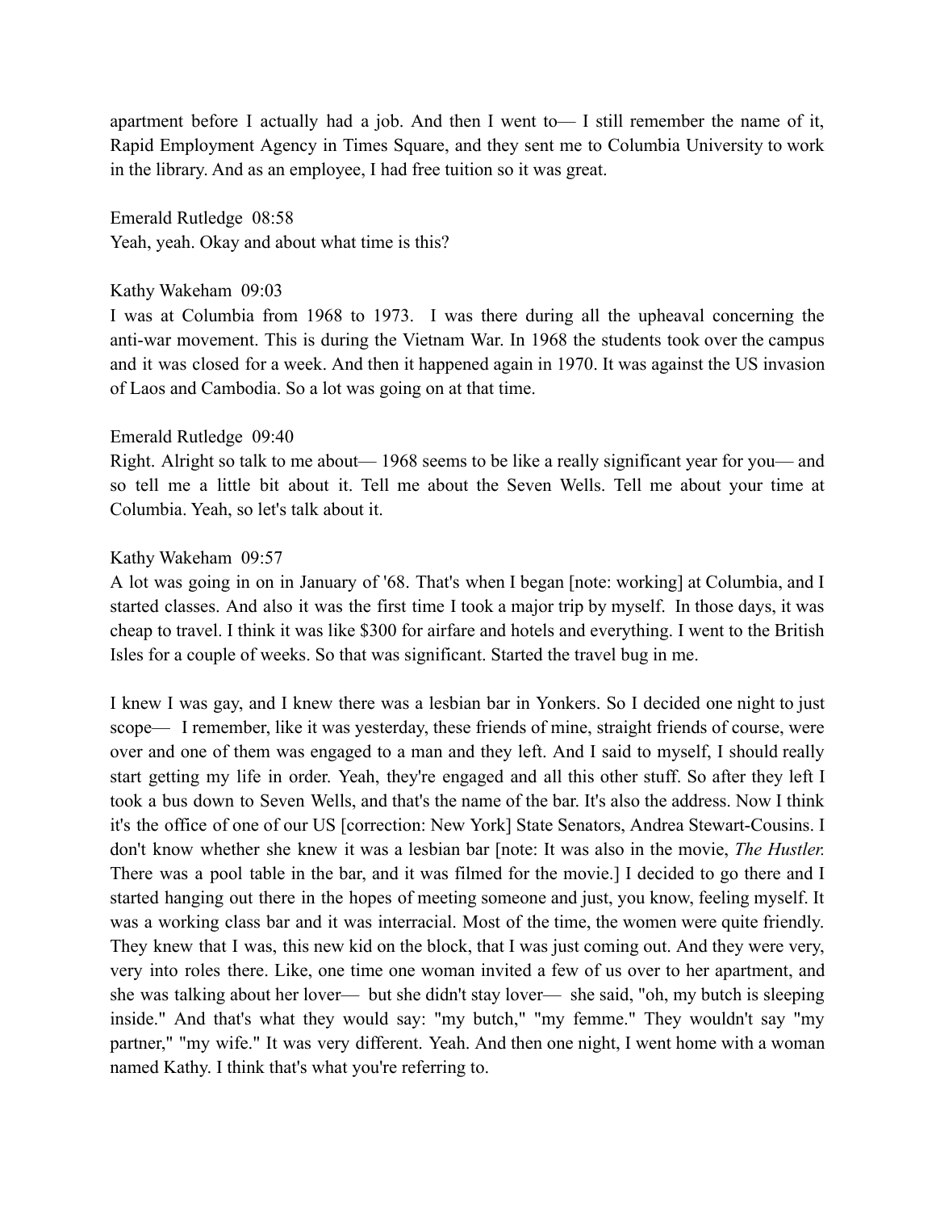apartment before I actually had a job. And then I went to— I still remember the name of it, Rapid Employment Agency in Times Square, and they sent me to Columbia University to work in the library. And as an employee, I had free tuition so it was great.

Emerald Rutledge 08:58
Yeah, yeah. Okay and about what time is this?

Kathy Wakeham 09:03
I was at Columbia from 1968 to 1973. I was there during all the upheaval concerning the anti-war movement. This is during the Vietnam War. In 1968 the students took over the campus and it was closed for a week. And then it happened again in 1970. It was against the US invasion of Laos and Cambodia. So a lot was going on at that time.

Emerald Rutledge 09:40
Right. Alright so talk to me about— 1968 seems to be like a really significant year for you— and so tell me a little bit about it. Tell me about the Seven Wells. Tell me about your time at Columbia. Yeah, so let's talk about it.

Kathy Wakeham 09:57
A lot was going in on in January of '68. That's when I began [note: working] at Columbia, and I started classes. And also it was the first time I took a major trip by myself. In those days, it was cheap to travel. I think it was like $300 for airfare and hotels and everything. I went to the British Isles for a couple of weeks. So that was significant. Started the travel bug in me.

I knew I was gay, and I knew there was a lesbian bar in Yonkers. So I decided one night to just scope— I remember, like it was yesterday, these friends of mine, straight friends of course, were over and one of them was engaged to a man and they left. And I said to myself, I should really start getting my life in order. Yeah, they're engaged and all this other stuff. So after they left I took a bus down to Seven Wells, and that's the name of the bar. It's also the address. Now I think it's the office of one of our US [correction: New York] State Senators, Andrea Stewart-Cousins. I don't know whether she knew it was a lesbian bar [note: It was also in the movie, *The Hustler.* There was a pool table in the bar, and it was filmed for the movie.] I decided to go there and I started hanging out there in the hopes of meeting someone and just, you know, feeling myself. It was a working class bar and it was interracial. Most of the time, the women were quite friendly. They knew that I was, this new kid on the block, that I was just coming out. And they were very, very into roles there. Like, one time one woman invited a few of us over to her apartment, and she was talking about her lover— but she didn't stay lover— she said, "oh, my butch is sleeping inside." And that's what they would say: "my butch," "my femme." They wouldn't say "my partner," "my wife." It was very different. Yeah. And then one night, I went home with a woman named Kathy. I think that's what you're referring to.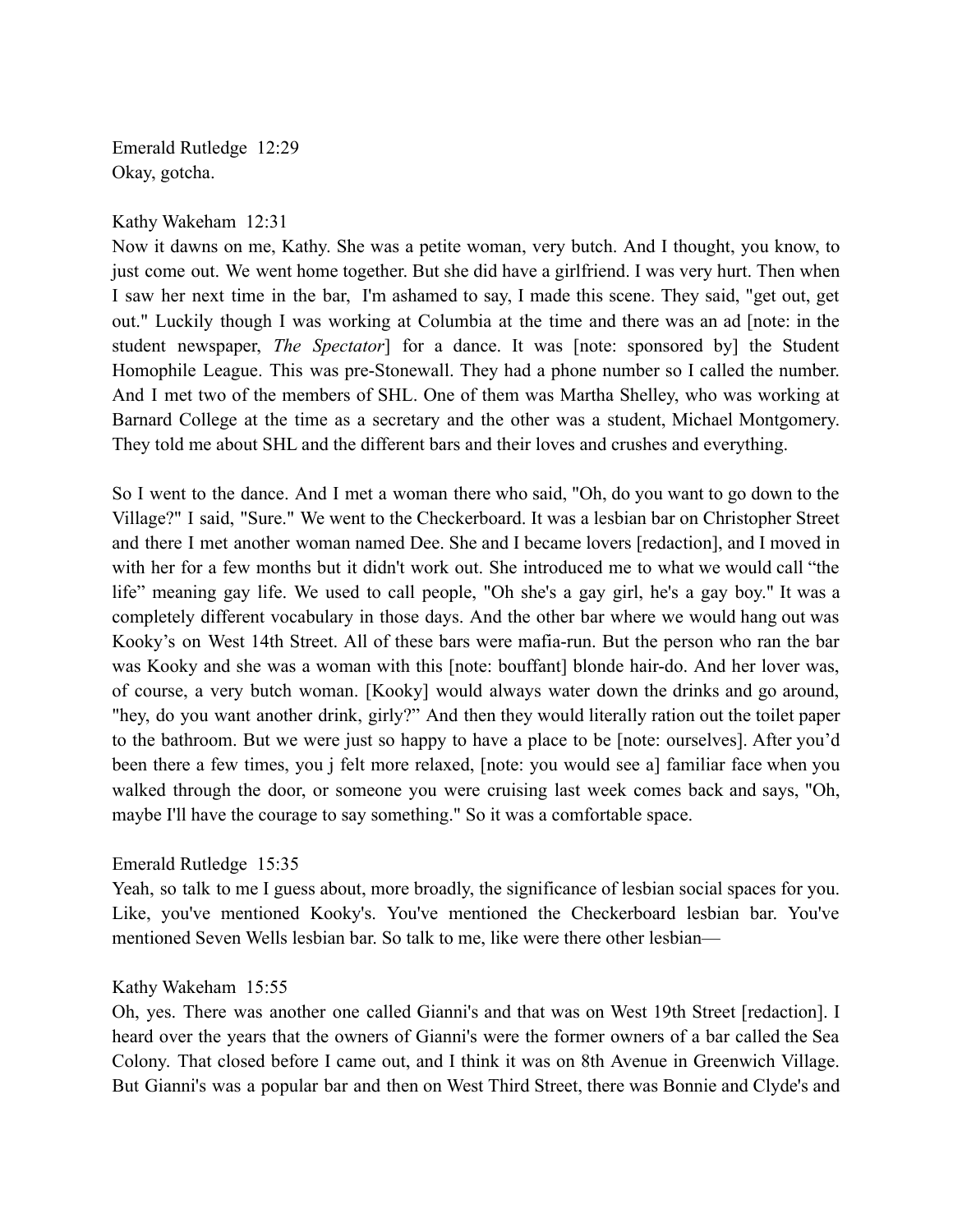Emerald Rutledge  12:29
Okay, gotcha.

Kathy Wakeham  12:31
Now it dawns on me, Kathy. She was a petite woman, very butch. And I thought, you know, to just come out. We went home together. But she did have a girlfriend. I was very hurt. Then when I saw her next time in the bar,  I'm ashamed to say, I made this scene. They said, "get out, get out." Luckily though I was working at Columbia at the time and there was an ad [note: in the student newspaper, *The Spectator*] for a dance. It was [note: sponsored by] the Student Homophile League. This was pre-Stonewall. They had a phone number so I called the number. And I met two of the members of SHL. One of them was Martha Shelley, who was working at Barnard College at the time as a secretary and the other was a student, Michael Montgomery. They told me about SHL and the different bars and their loves and crushes and everything.

So I went to the dance. And I met a woman there who said, "Oh, do you want to go down to the Village?" I said, "Sure." We went to the Checkerboard. It was a lesbian bar on Christopher Street and there I met another woman named Dee. She and I became lovers [redaction], and I moved in with her for a few months but it didn't work out. She introduced me to what we would call "the life" meaning gay life. We used to call people, "Oh she's a gay girl, he's a gay boy." It was a completely different vocabulary in those days. And the other bar where we would hang out was Kooky's on West 14th Street. All of these bars were mafia-run. But the person who ran the bar was Kooky and she was a woman with this [note: bouffant] blonde hair-do. And her lover was, of course, a very butch woman. [Kooky] would always water down the drinks and go around, "hey, do you want another drink, girly?" And then they would literally ration out the toilet paper to the bathroom. But we were just so happy to have a place to be [note: ourselves]. After you'd been there a few times, you j felt more relaxed, [note: you would see a] familiar face when you walked through the door, or someone you were cruising last week comes back and says, "Oh, maybe I'll have the courage to say something." So it was a comfortable space.

Emerald Rutledge  15:35
Yeah, so talk to me I guess about, more broadly, the significance of lesbian social spaces for you. Like, you've mentioned Kooky's. You've mentioned the Checkerboard lesbian bar. You've mentioned Seven Wells lesbian bar. So talk to me, like were there other lesbian—

Kathy Wakeham  15:55
Oh, yes. There was another one called Gianni's and that was on West 19th Street [redaction]. I heard over the years that the owners of Gianni's were the former owners of a bar called the Sea Colony. That closed before I came out, and I think it was on 8th Avenue in Greenwich Village. But Gianni's was a popular bar and then on West Third Street, there was Bonnie and Clyde's and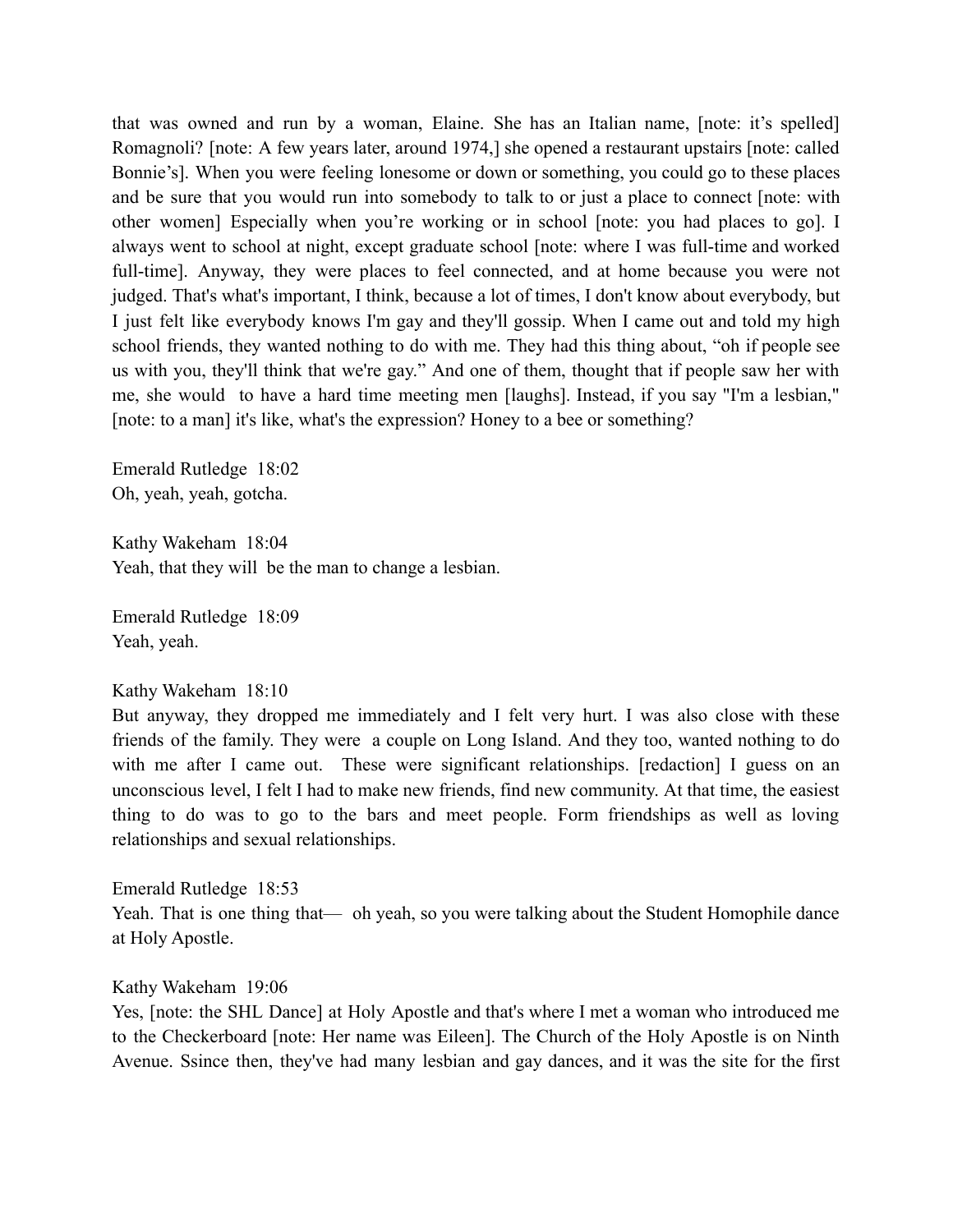that was owned and run by a woman, Elaine. She has an Italian name, [note: it's spelled] Romagnoli? [note: A few years later, around 1974,] she opened a restaurant upstairs [note: called Bonnie's]. When you were feeling lonesome or down or something, you could go to these places and be sure that you would run into somebody to talk to or just a place to connect [note: with other women] Especially when you're working or in school [note: you had places to go]. I always went to school at night, except graduate school [note: where I was full-time and worked full-time]. Anyway, they were places to feel connected, and at home because you were not judged. That's what's important, I think, because a lot of times, I don't know about everybody, but I just felt like everybody knows I'm gay and they'll gossip. When I came out and told my high school friends, they wanted nothing to do with me. They had this thing about, "oh if people see us with you, they'll think that we're gay." And one of them, thought that if people saw her with me, she would  to have a hard time meeting men [laughs]. Instead, if you say "I'm a lesbian," [note: to a man] it's like, what's the expression? Honey to a bee or something?

Emerald Rutledge  18:02
Oh, yeah, yeah, gotcha.

Kathy Wakeham  18:04
Yeah, that they will  be the man to change a lesbian.

Emerald Rutledge  18:09
Yeah, yeah.

Kathy Wakeham  18:10
But anyway, they dropped me immediately and I felt very hurt. I was also close with these friends of the family. They were  a couple on Long Island. And they too, wanted nothing to do with me after I came out.  These were significant relationships. [redaction] I guess on an unconscious level, I felt I had to make new friends, find new community. At that time, the easiest thing to do was to go to the bars and meet people. Form friendships as well as loving relationships and sexual relationships.

Emerald Rutledge  18:53
Yeah. That is one thing that—  oh yeah, so you were talking about the Student Homophile dance at Holy Apostle.

Kathy Wakeham  19:06
Yes, [note: the SHL Dance] at Holy Apostle and that's where I met a woman who introduced me to the Checkerboard [note: Her name was Eileen]. The Church of the Holy Apostle is on Ninth Avenue. Ssince then, they've had many lesbian and gay dances, and it was the site for the first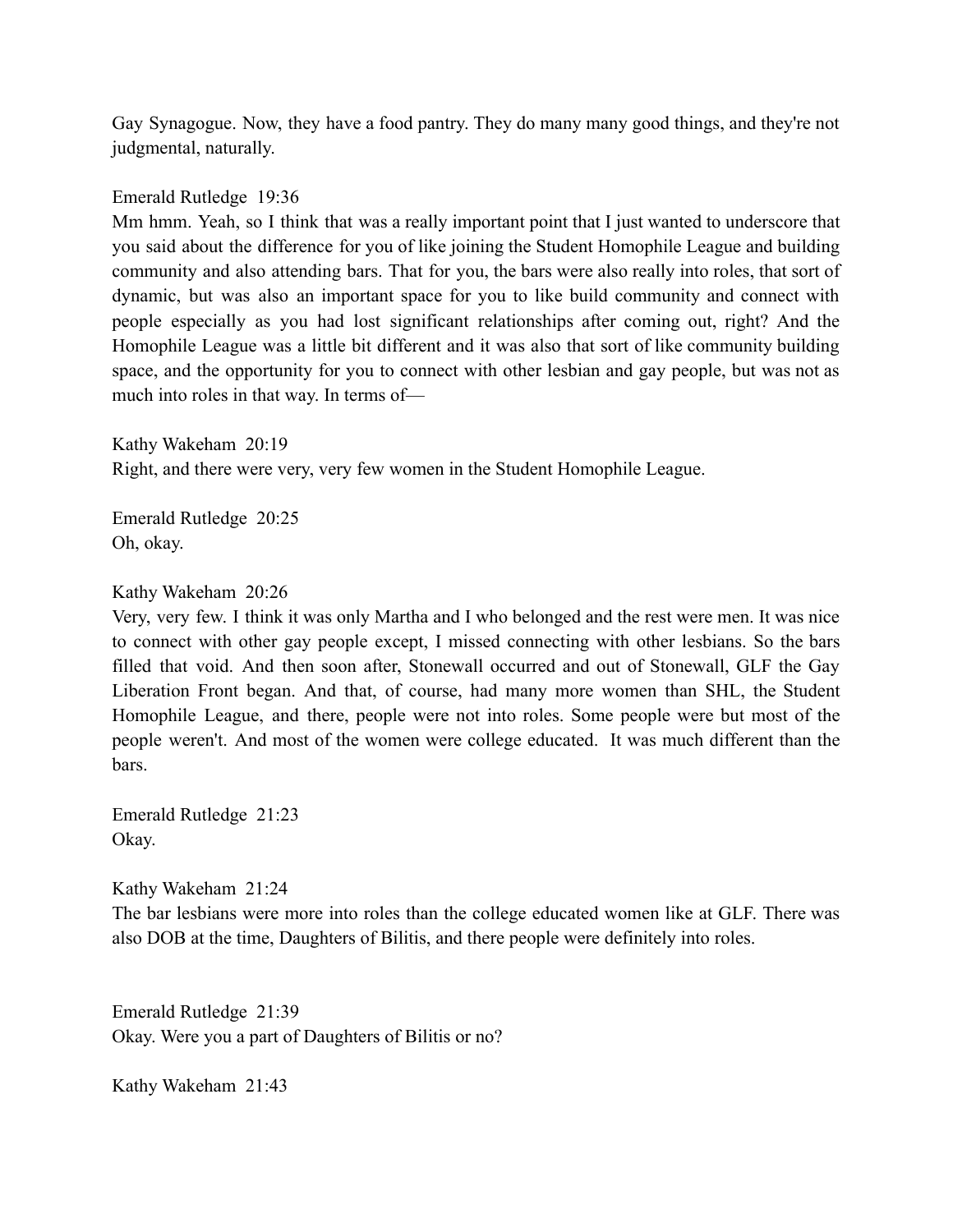Gay Synagogue. Now, they have a food pantry. They do many many good things, and they're not judgmental, naturally.

Emerald Rutledge 19:36
Mm hmm. Yeah, so I think that was a really important point that I just wanted to underscore that you said about the difference for you of like joining the Student Homophile League and building community and also attending bars. That for you, the bars were also really into roles, that sort of dynamic, but was also an important space for you to like build community and connect with people especially as you had lost significant relationships after coming out, right? And the Homophile League was a little bit different and it was also that sort of like community building space, and the opportunity for you to connect with other lesbian and gay people, but was not as much into roles in that way. In terms of—

Kathy Wakeham 20:19
Right, and there were very, very few women in the Student Homophile League.

Emerald Rutledge 20:25
Oh, okay.

Kathy Wakeham 20:26
Very, very few. I think it was only Martha and I who belonged and the rest were men. It was nice to connect with other gay people except, I missed connecting with other lesbians. So the bars filled that void. And then soon after, Stonewall occurred and out of Stonewall, GLF the Gay Liberation Front began. And that, of course, had many more women than SHL, the Student Homophile League, and there, people were not into roles. Some people were but most of the people weren't. And most of the women were college educated. It was much different than the bars.

Emerald Rutledge 21:23
Okay.

Kathy Wakeham 21:24
The bar lesbians were more into roles than the college educated women like at GLF. There was also DOB at the time, Daughters of Bilitis, and there people were definitely into roles.

Emerald Rutledge 21:39
Okay. Were you a part of Daughters of Bilitis or no?

Kathy Wakeham 21:43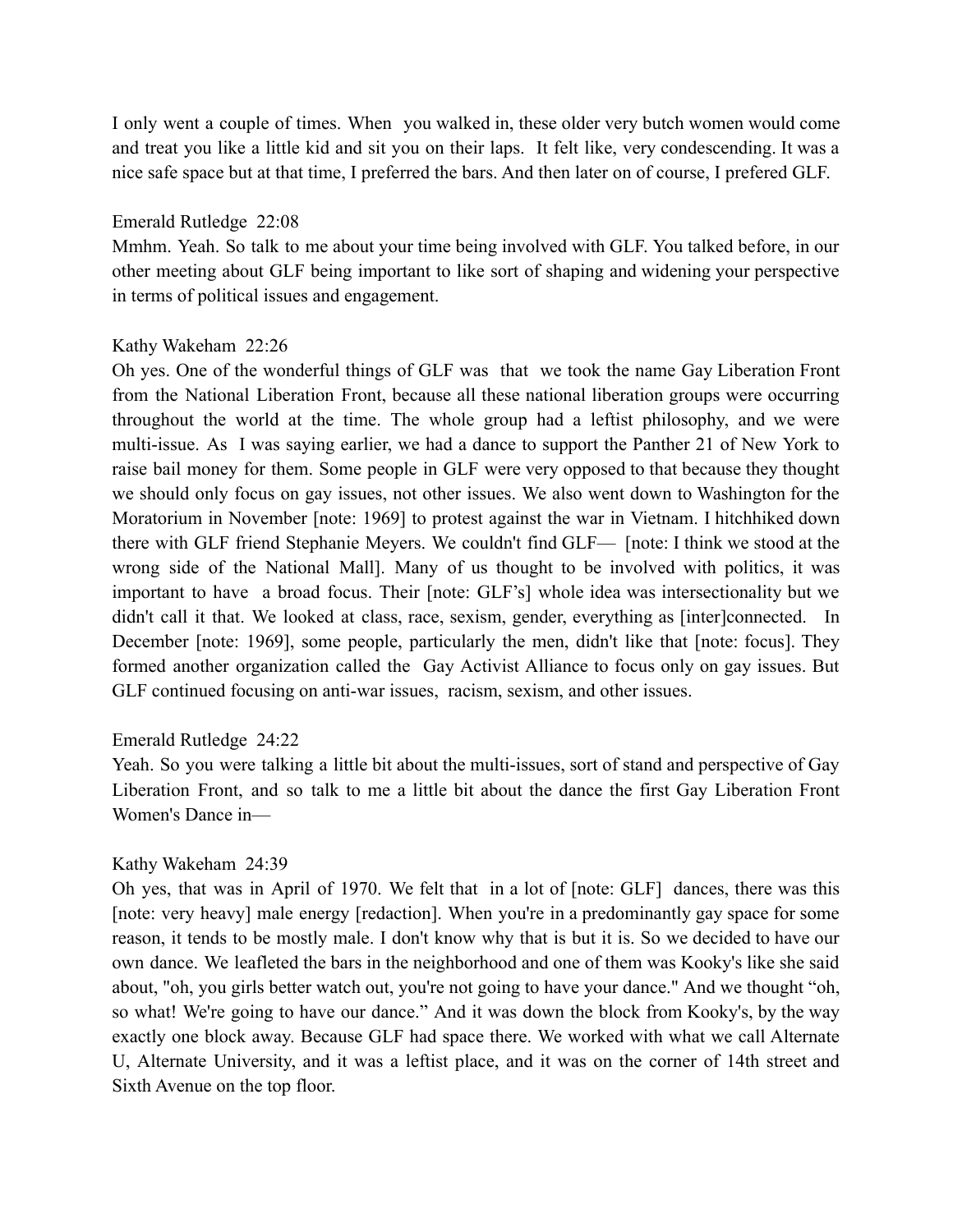I only went a couple of times. When you walked in, these older very butch women would come and treat you like a little kid and sit you on their laps. It felt like, very condescending. It was a nice safe space but at that time, I preferred the bars. And then later on of course, I prefered GLF.

Emerald Rutledge 22:08
Mmhm. Yeah. So talk to me about your time being involved with GLF. You talked before, in our other meeting about GLF being important to like sort of shaping and widening your perspective in terms of political issues and engagement.

Kathy Wakeham 22:26
Oh yes. One of the wonderful things of GLF was that we took the name Gay Liberation Front from the National Liberation Front, because all these national liberation groups were occurring throughout the world at the time. The whole group had a leftist philosophy, and we were multi-issue. As I was saying earlier, we had a dance to support the Panther 21 of New York to raise bail money for them. Some people in GLF were very opposed to that because they thought we should only focus on gay issues, not other issues. We also went down to Washington for the Moratorium in November [note: 1969] to protest against the war in Vietnam. I hitchhiked down there with GLF friend Stephanie Meyers. We couldn't find GLF— [note: I think we stood at the wrong side of the National Mall]. Many of us thought to be involved with politics, it was important to have a broad focus. Their [note: GLF's] whole idea was intersectionality but we didn't call it that. We looked at class, race, sexism, gender, everything as [inter]connected. In December [note: 1969], some people, particularly the men, didn't like that [note: focus]. They formed another organization called the Gay Activist Alliance to focus only on gay issues. But GLF continued focusing on anti-war issues, racism, sexism, and other issues.

Emerald Rutledge 24:22
Yeah. So you were talking a little bit about the multi-issues, sort of stand and perspective of Gay Liberation Front, and so talk to me a little bit about the dance the first Gay Liberation Front Women's Dance in—

Kathy Wakeham 24:39
Oh yes, that was in April of 1970. We felt that in a lot of [note: GLF] dances, there was this [note: very heavy] male energy [redaction]. When you're in a predominantly gay space for some reason, it tends to be mostly male. I don't know why that is but it is. So we decided to have our own dance. We leafleted the bars in the neighborhood and one of them was Kooky's like she said about, "oh, you girls better watch out, you're not going to have your dance." And we thought "oh, so what! We're going to have our dance." And it was down the block from Kooky's, by the way exactly one block away. Because GLF had space there. We worked with what we call Alternate U, Alternate University, and it was a leftist place, and it was on the corner of 14th street and Sixth Avenue on the top floor.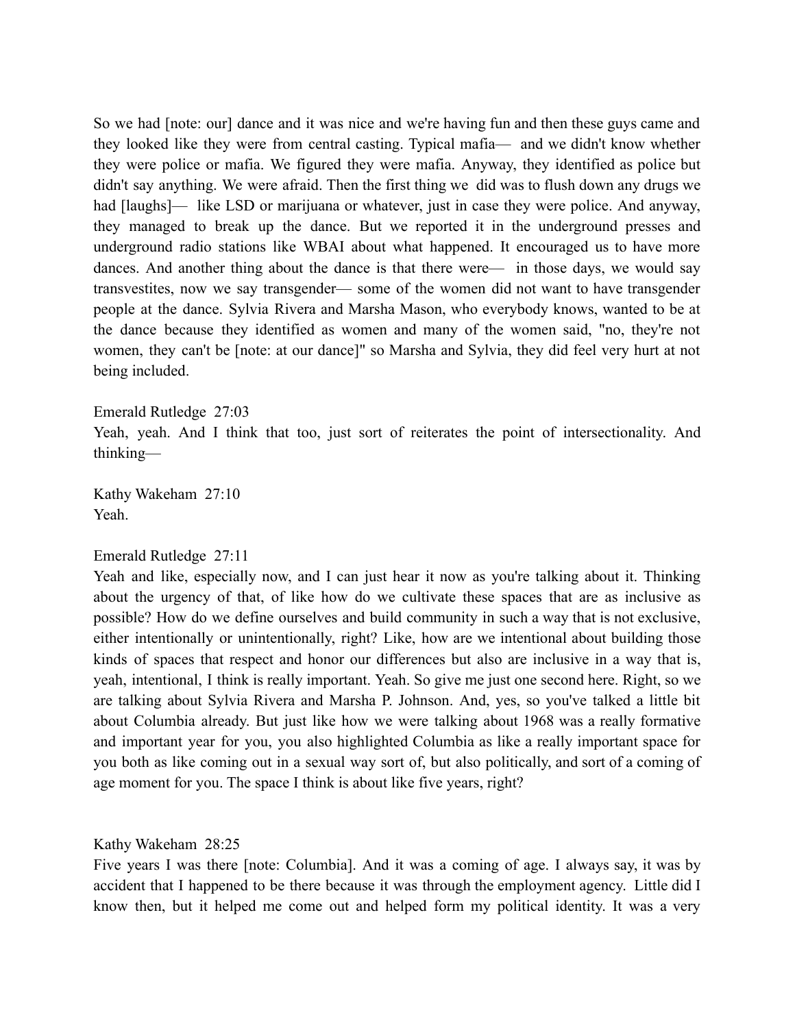So we had [note: our] dance and it was nice and we're having fun and then these guys came and they looked like they were from central casting. Typical mafia— and we didn't know whether they were police or mafia. We figured they were mafia. Anyway, they identified as police but didn't say anything. We were afraid. Then the first thing we did was to flush down any drugs we had [laughs]— like LSD or marijuana or whatever, just in case they were police. And anyway, they managed to break up the dance. But we reported it in the underground presses and underground radio stations like WBAI about what happened. It encouraged us to have more dances. And another thing about the dance is that there were— in those days, we would say transvestites, now we say transgender— some of the women did not want to have transgender people at the dance. Sylvia Rivera and Marsha Mason, who everybody knows, wanted to be at the dance because they identified as women and many of the women said, "no, they're not women, they can't be [note: at our dance]" so Marsha and Sylvia, they did feel very hurt at not being included.

Emerald Rutledge 27:03
Yeah, yeah. And I think that too, just sort of reiterates the point of intersectionality. And thinking—

Kathy Wakeham 27:10
Yeah.

Emerald Rutledge 27:11
Yeah and like, especially now, and I can just hear it now as you're talking about it. Thinking about the urgency of that, of like how do we cultivate these spaces that are as inclusive as possible? How do we define ourselves and build community in such a way that is not exclusive, either intentionally or unintentionally, right? Like, how are we intentional about building those kinds of spaces that respect and honor our differences but also are inclusive in a way that is, yeah, intentional, I think is really important. Yeah. So give me just one second here. Right, so we are talking about Sylvia Rivera and Marsha P. Johnson. And, yes, so you've talked a little bit about Columbia already. But just like how we were talking about 1968 was a really formative and important year for you, you also highlighted Columbia as like a really important space for you both as like coming out in a sexual way sort of, but also politically, and sort of a coming of age moment for you. The space I think is about like five years, right?

Kathy Wakeham 28:25
Five years I was there [note: Columbia]. And it was a coming of age. I always say, it was by accident that I happened to be there because it was through the employment agency. Little did I know then, but it helped me come out and helped form my political identity. It was a very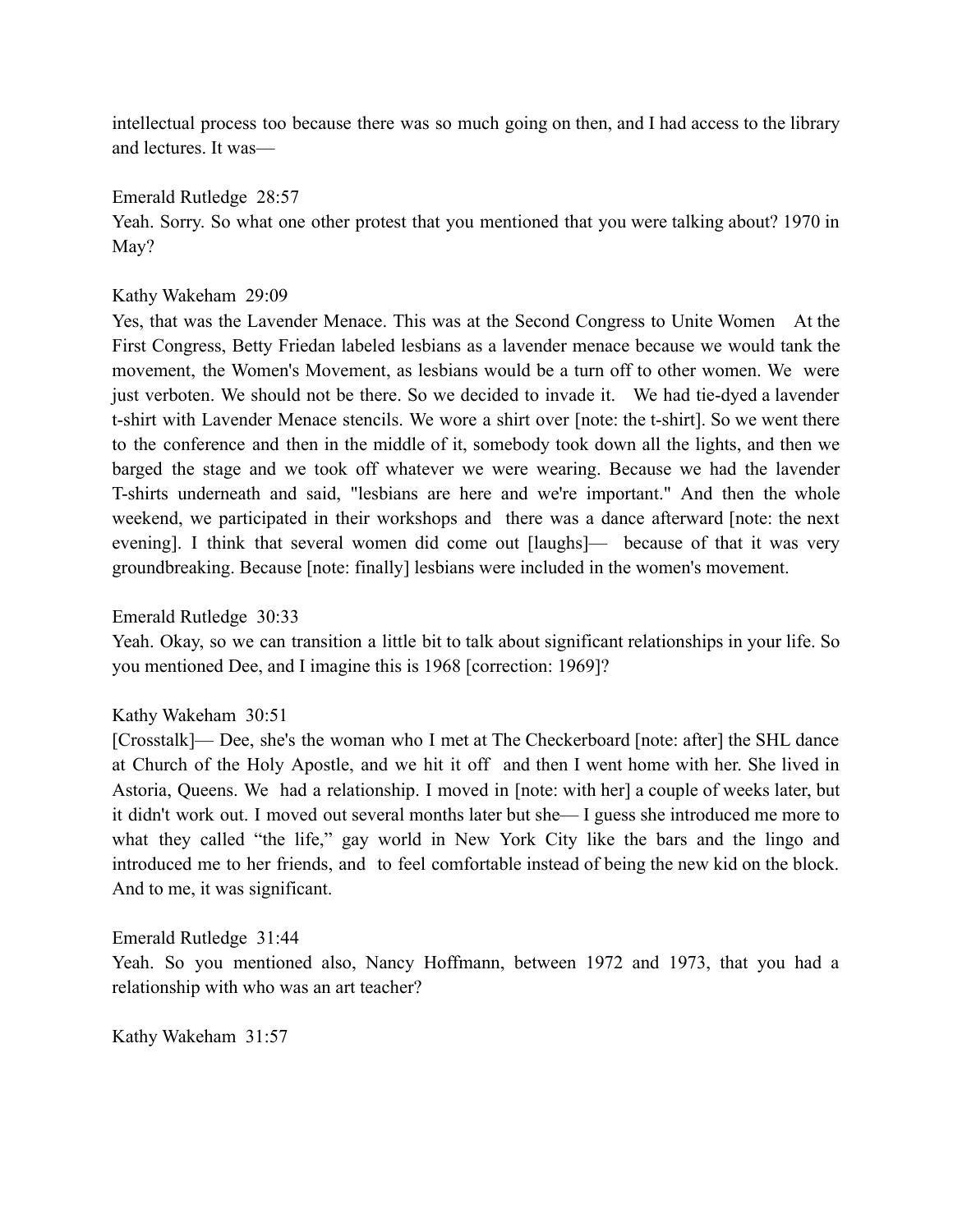intellectual process too because there was so much going on then, and I had access to the library and lectures. It was—

Emerald Rutledge 28:57
Yeah. Sorry. So what one other protest that you mentioned that you were talking about? 1970 in May?

Kathy Wakeham 29:09
Yes, that was the Lavender Menace. This was at the Second Congress to Unite Women At the First Congress, Betty Friedan labeled lesbians as a lavender menace because we would tank the movement, the Women's Movement, as lesbians would be a turn off to other women. We were just verboten. We should not be there. So we decided to invade it. We had tie-dyed a lavender t-shirt with Lavender Menace stencils. We wore a shirt over [note: the t-shirt]. So we went there to the conference and then in the middle of it, somebody took down all the lights, and then we barged the stage and we took off whatever we were wearing. Because we had the lavender T-shirts underneath and said, "lesbians are here and we're important." And then the whole weekend, we participated in their workshops and there was a dance afterward [note: the next evening]. I think that several women did come out [laughs]— because of that it was very groundbreaking. Because [note: finally] lesbians were included in the women's movement.

Emerald Rutledge 30:33
Yeah. Okay, so we can transition a little bit to talk about significant relationships in your life. So you mentioned Dee, and I imagine this is 1968 [correction: 1969]?

Kathy Wakeham 30:51
[Crosstalk]— Dee, she's the woman who I met at The Checkerboard [note: after] the SHL dance at Church of the Holy Apostle, and we hit it off and then I went home with her. She lived in Astoria, Queens. We had a relationship. I moved in [note: with her] a couple of weeks later, but it didn't work out. I moved out several months later but she— I guess she introduced me more to what they called "the life," gay world in New York City like the bars and the lingo and introduced me to her friends, and to feel comfortable instead of being the new kid on the block. And to me, it was significant.

Emerald Rutledge 31:44
Yeah. So you mentioned also, Nancy Hoffmann, between 1972 and 1973, that you had a relationship with who was an art teacher?

Kathy Wakeham 31:57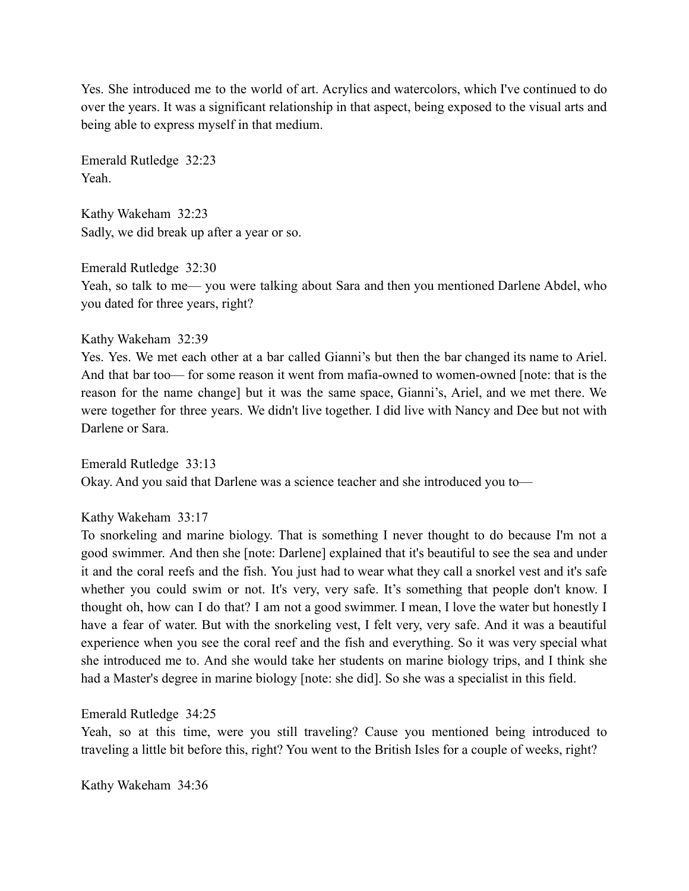Yes. She introduced me to the world of art. Acrylics and watercolors, which I've continued to do over the years. It was a significant relationship in that aspect, being exposed to the visual arts and being able to express myself in that medium.

Emerald Rutledge  32:23
Yeah.

Kathy Wakeham  32:23
Sadly, we did break up after a year or so.

Emerald Rutledge  32:30
Yeah, so talk to me— you were talking about Sara and then you mentioned Darlene Abdel, who you dated for three years, right?

Kathy Wakeham  32:39
Yes. Yes. We met each other at a bar called Gianni's but then the bar changed its name to Ariel. And that bar too— for some reason it went from mafia-owned to women-owned [note: that is the reason for the name change] but it was the same space, Gianni's, Ariel, and we met there. We were together for three years. We didn't live together. I did live with Nancy and Dee but not with Darlene or Sara.

Emerald Rutledge  33:13
Okay. And you said that Darlene was a science teacher and she introduced you to—

Kathy Wakeham  33:17
To snorkeling and marine biology. That is something I never thought to do because I'm not a good swimmer. And then she [note: Darlene] explained that it's beautiful to see the sea and under it and the coral reefs and the fish. You just had to wear what they call a snorkel vest and it's safe whether you could swim or not. It's very, very safe. It's something that people don't know. I thought oh, how can I do that? I am not a good swimmer. I mean, I love the water but honestly I have a fear of water. But with the snorkeling vest, I felt very, very safe. And it was a beautiful experience when you see the coral reef and the fish and everything. So it was very special what she introduced me to. And she would take her students on marine biology trips, and I think she had a Master's degree in marine biology [note: she did]. So she was a specialist in this field.

Emerald Rutledge  34:25
Yeah, so at this time, were you still traveling? Cause you mentioned being introduced to traveling a little bit before this, right? You went to the British Isles for a couple of weeks, right?

Kathy Wakeham  34:36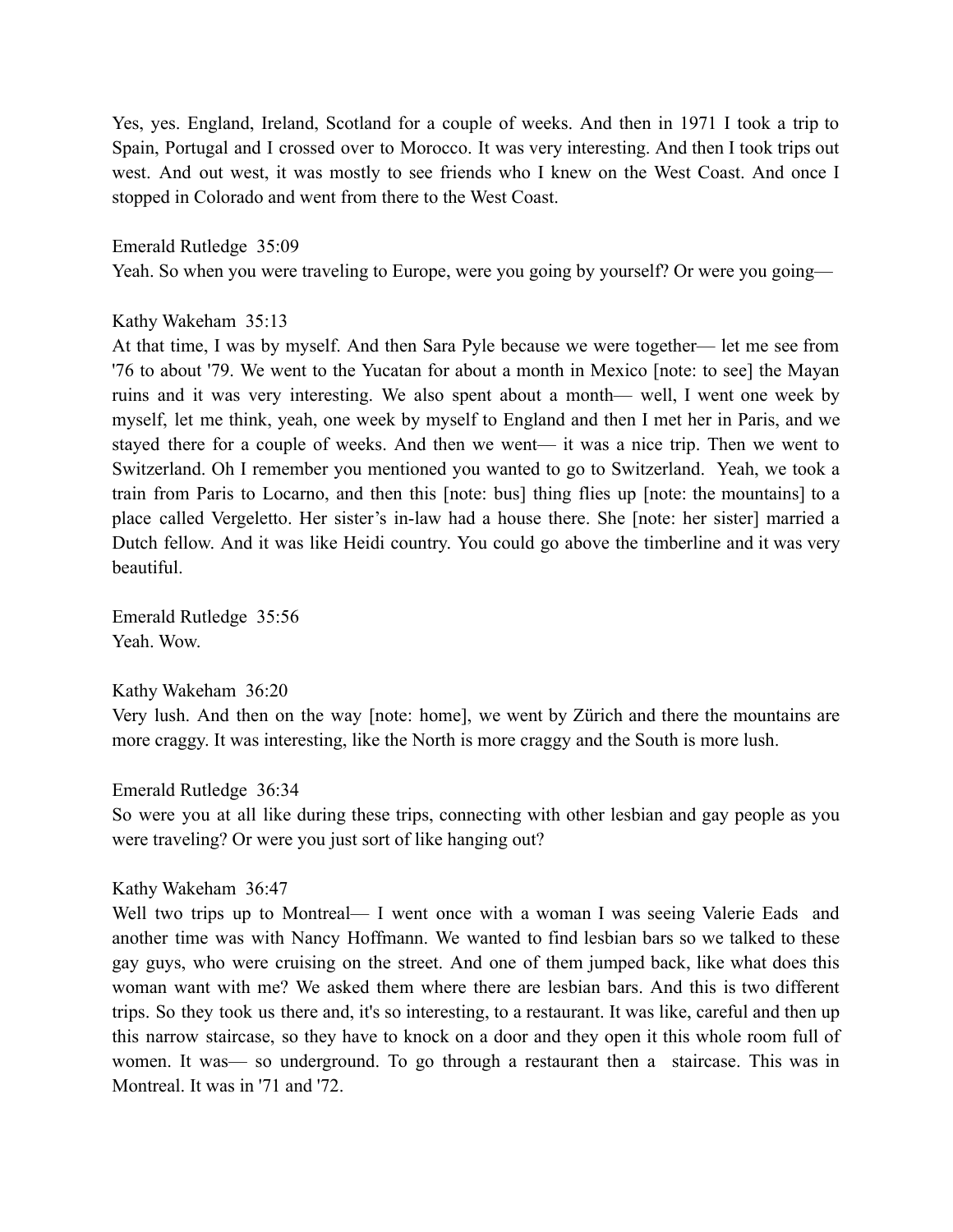Yes, yes. England, Ireland, Scotland for a couple of weeks. And then in 1971 I took a trip to Spain, Portugal and I crossed over to Morocco. It was very interesting. And then I took trips out west. And out west, it was mostly to see friends who I knew on the West Coast. And once I stopped in Colorado and went from there to the West Coast.

Emerald Rutledge 35:09
Yeah. So when you were traveling to Europe, were you going by yourself? Or were you going—

Kathy Wakeham 35:13
At that time, I was by myself. And then Sara Pyle because we were together— let me see from '76 to about '79. We went to the Yucatan for about a month in Mexico [note: to see] the Mayan ruins and it was very interesting. We also spent about a month— well, I went one week by myself, let me think, yeah, one week by myself to England and then I met her in Paris, and we stayed there for a couple of weeks. And then we went— it was a nice trip. Then we went to Switzerland. Oh I remember you mentioned you wanted to go to Switzerland. Yeah, we took a train from Paris to Locarno, and then this [note: bus] thing flies up [note: the mountains] to a place called Vergeletto. Her sister's in-law had a house there. She [note: her sister] married a Dutch fellow. And it was like Heidi country. You could go above the timberline and it was very beautiful.

Emerald Rutledge 35:56
Yeah. Wow.

Kathy Wakeham 36:20
Very lush. And then on the way [note: home], we went by Zürich and there the mountains are more craggy. It was interesting, like the North is more craggy and the South is more lush.

Emerald Rutledge 36:34
So were you at all like during these trips, connecting with other lesbian and gay people as you were traveling? Or were you just sort of like hanging out?

Kathy Wakeham 36:47
Well two trips up to Montreal— I went once with a woman I was seeing Valerie Eads and another time was with Nancy Hoffmann. We wanted to find lesbian bars so we talked to these gay guys, who were cruising on the street. And one of them jumped back, like what does this woman want with me? We asked them where there are lesbian bars. And this is two different trips. So they took us there and, it's so interesting, to a restaurant. It was like, careful and then up this narrow staircase, so they have to knock on a door and they open it this whole room full of women. It was— so underground. To go through a restaurant then a staircase. This was in Montreal. It was in '71 and '72.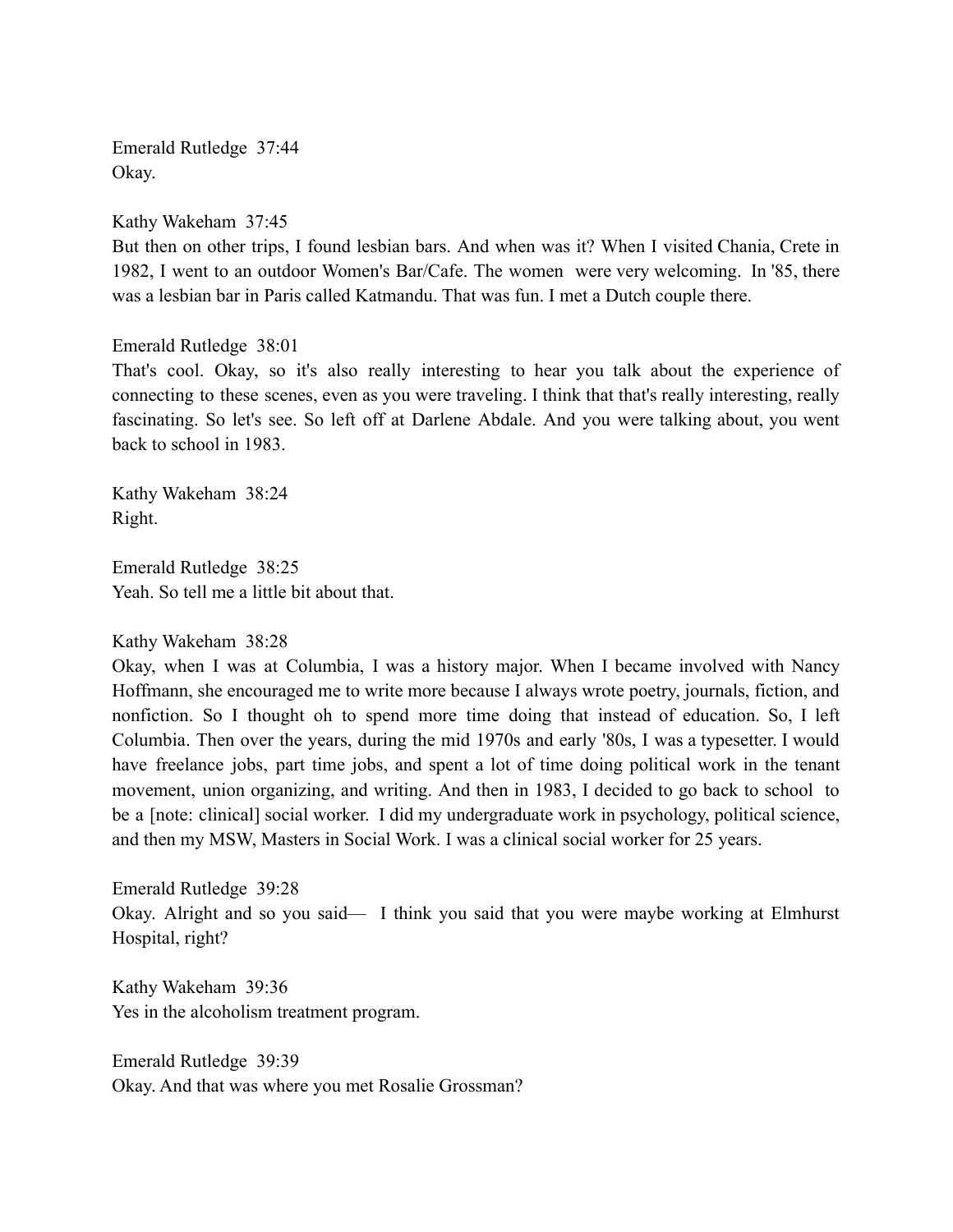Emerald Rutledge 37:44
Okay.

Kathy Wakeham 37:45
But then on other trips, I found lesbian bars. And when was it? When I visited Chania, Crete in 1982, I went to an outdoor Women's Bar/Cafe. The women were very welcoming. In '85, there was a lesbian bar in Paris called Katmandu. That was fun. I met a Dutch couple there.

Emerald Rutledge 38:01
That's cool. Okay, so it's also really interesting to hear you talk about the experience of connecting to these scenes, even as you were traveling. I think that that's really interesting, really fascinating. So let's see. So left off at Darlene Abdale. And you were talking about, you went back to school in 1983.

Kathy Wakeham 38:24
Right.

Emerald Rutledge 38:25
Yeah. So tell me a little bit about that.

Kathy Wakeham 38:28
Okay, when I was at Columbia, I was a history major. When I became involved with Nancy Hoffmann, she encouraged me to write more because I always wrote poetry, journals, fiction, and nonfiction. So I thought oh to spend more time doing that instead of education. So, I left Columbia. Then over the years, during the mid 1970s and early '80s, I was a typesetter. I would have freelance jobs, part time jobs, and spent a lot of time doing political work in the tenant movement, union organizing, and writing. And then in 1983, I decided to go back to school to be a [note: clinical] social worker. I did my undergraduate work in psychology, political science, and then my MSW, Masters in Social Work. I was a clinical social worker for 25 years.

Emerald Rutledge 39:28
Okay. Alright and so you said— I think you said that you were maybe working at Elmhurst Hospital, right?

Kathy Wakeham 39:36
Yes in the alcoholism treatment program.

Emerald Rutledge 39:39
Okay. And that was where you met Rosalie Grossman?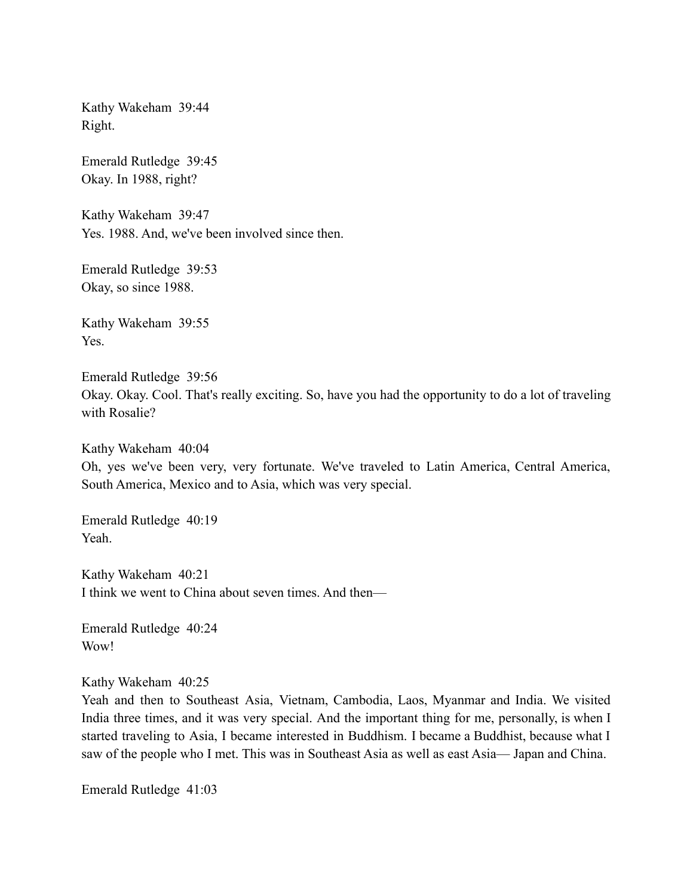Kathy Wakeham 39:44
Right.

Emerald Rutledge 39:45
Okay. In 1988, right?

Kathy Wakeham 39:47
Yes. 1988. And, we've been involved since then.

Emerald Rutledge 39:53
Okay, so since 1988.

Kathy Wakeham 39:55
Yes.

Emerald Rutledge 39:56
Okay. Okay. Cool. That's really exciting. So, have you had the opportunity to do a lot of traveling with Rosalie?

Kathy Wakeham 40:04
Oh, yes we've been very, very fortunate. We've traveled to Latin America, Central America, South America, Mexico and to Asia, which was very special.

Emerald Rutledge 40:19
Yeah.

Kathy Wakeham 40:21
I think we went to China about seven times. And then—

Emerald Rutledge 40:24
Wow!

Kathy Wakeham 40:25
Yeah and then to Southeast Asia, Vietnam, Cambodia, Laos, Myanmar and India. We visited India three times, and it was very special. And the important thing for me, personally, is when I started traveling to Asia, I became interested in Buddhism. I became a Buddhist, because what I saw of the people who I met. This was in Southeast Asia as well as east Asia— Japan and China.

Emerald Rutledge 41:03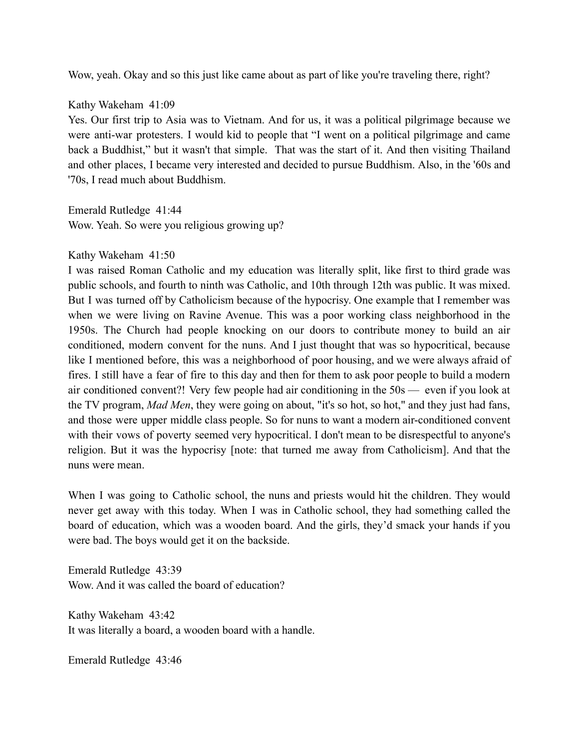Wow, yeah. Okay and so this just like came about as part of like you're traveling there, right?

Kathy Wakeham 41:09
Yes. Our first trip to Asia was to Vietnam. And for us, it was a political pilgrimage because we were anti-war protesters. I would kid to people that "I went on a political pilgrimage and came back a Buddhist," but it wasn't that simple. That was the start of it. And then visiting Thailand and other places, I became very interested and decided to pursue Buddhism. Also, in the '60s and '70s, I read much about Buddhism.

Emerald Rutledge 41:44
Wow. Yeah. So were you religious growing up?

Kathy Wakeham 41:50
I was raised Roman Catholic and my education was literally split, like first to third grade was public schools, and fourth to ninth was Catholic, and 10th through 12th was public. It was mixed. But I was turned off by Catholicism because of the hypocrisy. One example that I remember was when we were living on Ravine Avenue. This was a poor working class neighborhood in the 1950s. The Church had people knocking on our doors to contribute money to build an air conditioned, modern convent for the nuns. And I just thought that was so hypocritical, because like I mentioned before, this was a neighborhood of poor housing, and we were always afraid of fires. I still have a fear of fire to this day and then for them to ask poor people to build a modern air conditioned convent?! Very few people had air conditioning in the 50s — even if you look at the TV program, *Mad Men*, they were going on about, "it's so hot, so hot," and they just had fans, and those were upper middle class people. So for nuns to want a modern air-conditioned convent with their vows of poverty seemed very hypocritical. I don't mean to be disrespectful to anyone's religion. But it was the hypocrisy [note: that turned me away from Catholicism]. And that the nuns were mean.

When I was going to Catholic school, the nuns and priests would hit the children. They would never get away with this today. When I was in Catholic school, they had something called the board of education, which was a wooden board. And the girls, they'd smack your hands if you were bad. The boys would get it on the backside.

Emerald Rutledge 43:39
Wow. And it was called the board of education?

Kathy Wakeham 43:42
It was literally a board, a wooden board with a handle.

Emerald Rutledge 43:46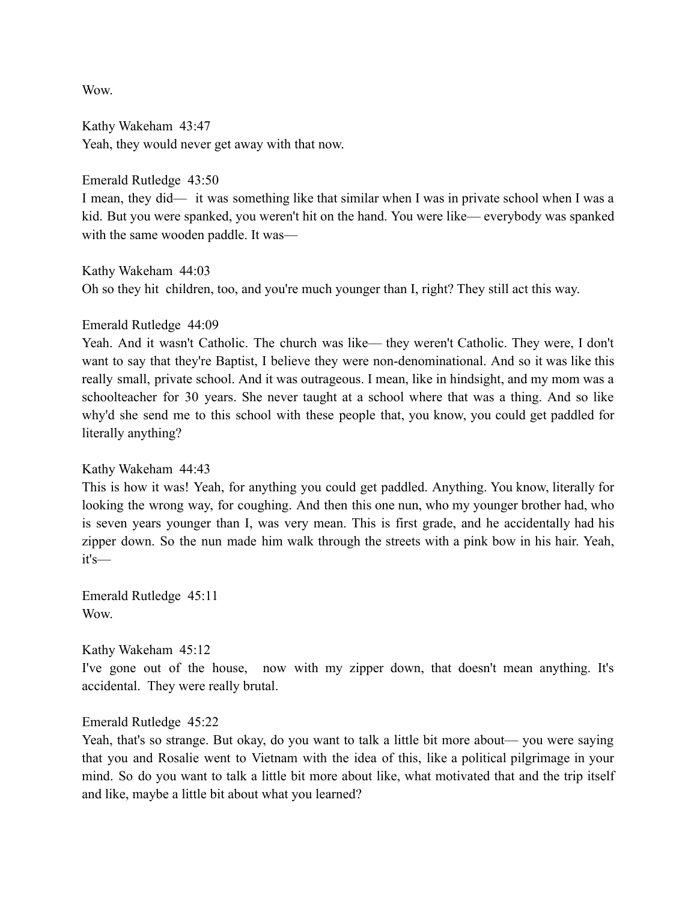Wow.

Kathy Wakeham 43:47
Yeah, they would never get away with that now.

Emerald Rutledge 43:50
I mean, they did— it was something like that similar when I was in private school when I was a kid. But you were spanked, you weren't hit on the hand. You were like— everybody was spanked with the same wooden paddle. It was—

Kathy Wakeham 44:03
Oh so they hit children, too, and you're much younger than I, right? They still act this way.

Emerald Rutledge 44:09
Yeah. And it wasn't Catholic. The church was like— they weren't Catholic. They were, I don't want to say that they're Baptist, I believe they were non-denominational. And so it was like this really small, private school. And it was outrageous. I mean, like in hindsight, and my mom was a schoolteacher for 30 years. She never taught at a school where that was a thing. And so like why'd she send me to this school with these people that, you know, you could get paddled for literally anything?

Kathy Wakeham 44:43
This is how it was! Yeah, for anything you could get paddled. Anything. You know, literally for looking the wrong way, for coughing. And then this one nun, who my younger brother had, who is seven years younger than I, was very mean. This is first grade, and he accidentally had his zipper down. So the nun made him walk through the streets with a pink bow in his hair. Yeah, it's—

Emerald Rutledge 45:11
Wow.

Kathy Wakeham 45:12
I've gone out of the house, now with my zipper down, that doesn't mean anything. It's accidental. They were really brutal.

Emerald Rutledge 45:22
Yeah, that's so strange. But okay, do you want to talk a little bit more about— you were saying that you and Rosalie went to Vietnam with the idea of this, like a political pilgrimage in your mind. So do you want to talk a little bit more about like, what motivated that and the trip itself and like, maybe a little bit about what you learned?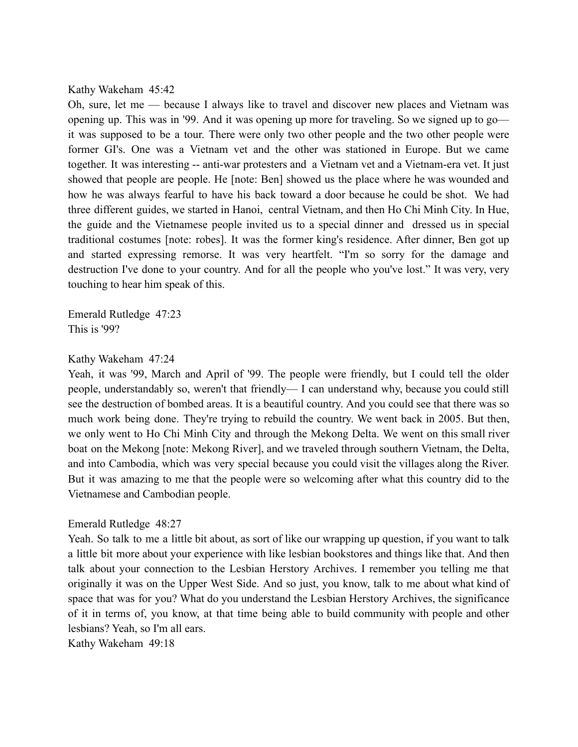Kathy Wakeham 45:42

Oh, sure, let me — because I always like to travel and discover new places and Vietnam was opening up. This was in '99. And it was opening up more for traveling. So we signed up to go— it was supposed to be a tour. There were only two other people and the two other people were former GI's. One was a Vietnam vet and the other was stationed in Europe. But we came together. It was interesting -- anti-war protesters and a Vietnam vet and a Vietnam-era vet. It just showed that people are people. He [note: Ben] showed us the place where he was wounded and how he was always fearful to have his back toward a door because he could be shot. We had three different guides, we started in Hanoi, central Vietnam, and then Ho Chi Minh City. In Hue, the guide and the Vietnamese people invited us to a special dinner and dressed us in special traditional costumes [note: robes]. It was the former king's residence. After dinner, Ben got up and started expressing remorse. It was very heartfelt. "I'm so sorry for the damage and destruction I've done to your country. And for all the people who you've lost." It was very, very touching to hear him speak of this.

Emerald Rutledge 47:23

This is '99?

Kathy Wakeham 47:24

Yeah, it was '99, March and April of '99. The people were friendly, but I could tell the older people, understandably so, weren't that friendly— I can understand why, because you could still see the destruction of bombed areas. It is a beautiful country. And you could see that there was so much work being done. They're trying to rebuild the country. We went back in 2005. But then, we only went to Ho Chi Minh City and through the Mekong Delta. We went on this small river boat on the Mekong [note: Mekong River], and we traveled through southern Vietnam, the Delta, and into Cambodia, which was very special because you could visit the villages along the River. But it was amazing to me that the people were so welcoming after what this country did to the Vietnamese and Cambodian people.

Emerald Rutledge 48:27

Yeah. So talk to me a little bit about, as sort of like our wrapping up question, if you want to talk a little bit more about your experience with like lesbian bookstores and things like that. And then talk about your connection to the Lesbian Herstory Archives. I remember you telling me that originally it was on the Upper West Side. And so just, you know, talk to me about what kind of space that was for you? What do you understand the Lesbian Herstory Archives, the significance of it in terms of, you know, at that time being able to build community with people and other lesbians? Yeah, so I'm all ears.

Kathy Wakeham 49:18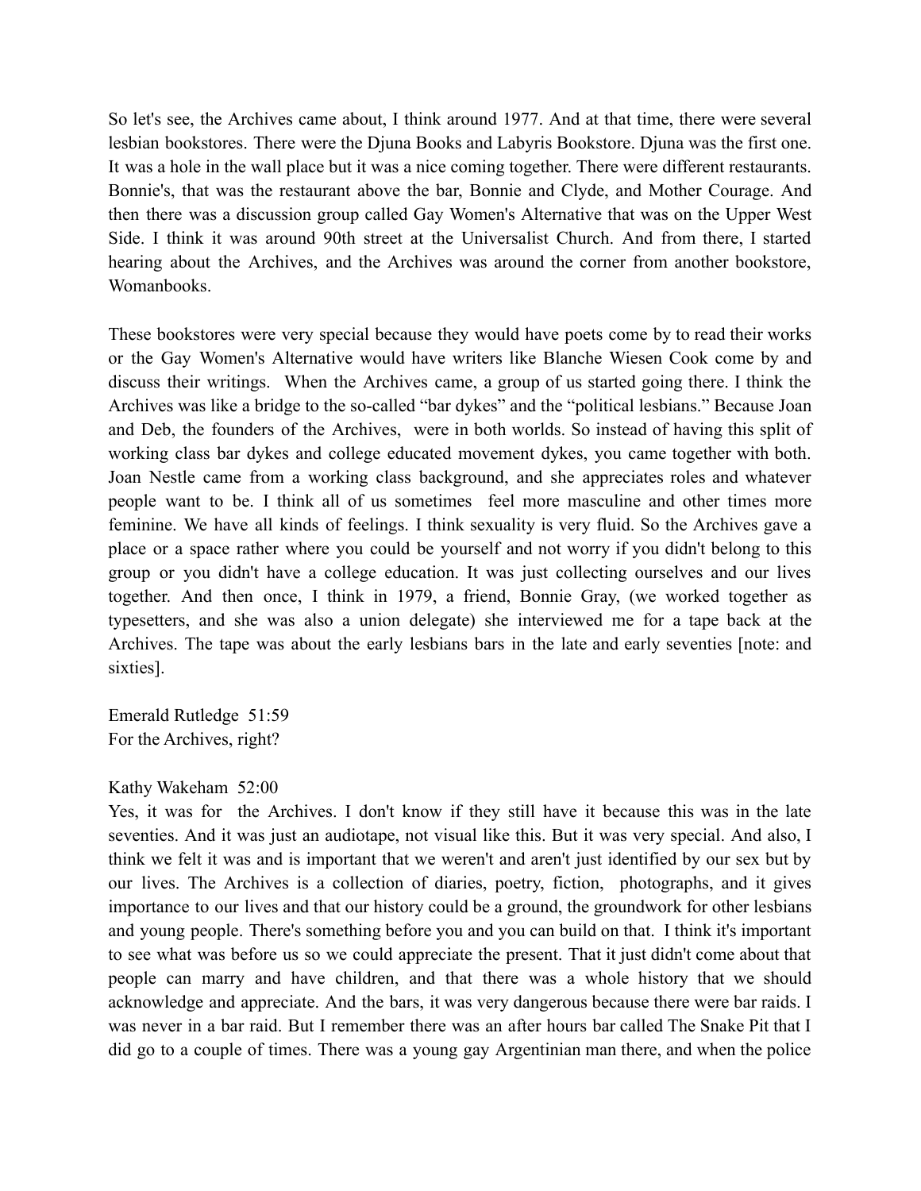So let's see, the Archives came about, I think around 1977. And at that time, there were several lesbian bookstores. There were the Djuna Books and Labyris Bookstore. Djuna was the first one. It was a hole in the wall place but it was a nice coming together. There were different restaurants. Bonnie's, that was the restaurant above the bar, Bonnie and Clyde, and Mother Courage. And then there was a discussion group called Gay Women's Alternative that was on the Upper West Side. I think it was around 90th street at the Universalist Church. And from there, I started hearing about the Archives, and the Archives was around the corner from another bookstore, Womanbooks.

These bookstores were very special because they would have poets come by to read their works or the Gay Women's Alternative would have writers like Blanche Wiesen Cook come by and discuss their writings. When the Archives came, a group of us started going there. I think the Archives was like a bridge to the so-called "bar dykes" and the "political lesbians." Because Joan and Deb, the founders of the Archives, were in both worlds. So instead of having this split of working class bar dykes and college educated movement dykes, you came together with both. Joan Nestle came from a working class background, and she appreciates roles and whatever people want to be. I think all of us sometimes feel more masculine and other times more feminine. We have all kinds of feelings. I think sexuality is very fluid. So the Archives gave a place or a space rather where you could be yourself and not worry if you didn't belong to this group or you didn't have a college education. It was just collecting ourselves and our lives together. And then once, I think in 1979, a friend, Bonnie Gray, (we worked together as typesetters, and she was also a union delegate) she interviewed me for a tape back at the Archives. The tape was about the early lesbians bars in the late and early seventies [note: and sixties].

Emerald Rutledge 51:59
For the Archives, right?

Kathy Wakeham 52:00
Yes, it was for the Archives. I don't know if they still have it because this was in the late seventies. And it was just an audiotape, not visual like this. But it was very special. And also, I think we felt it was and is important that we weren't and aren't just identified by our sex but by our lives. The Archives is a collection of diaries, poetry, fiction, photographs, and it gives importance to our lives and that our history could be a ground, the groundwork for other lesbians and young people. There's something before you and you can build on that. I think it's important to see what was before us so we could appreciate the present. That it just didn't come about that people can marry and have children, and that there was a whole history that we should acknowledge and appreciate. And the bars, it was very dangerous because there were bar raids. I was never in a bar raid. But I remember there was an after hours bar called The Snake Pit that I did go to a couple of times. There was a young gay Argentinian man there, and when the police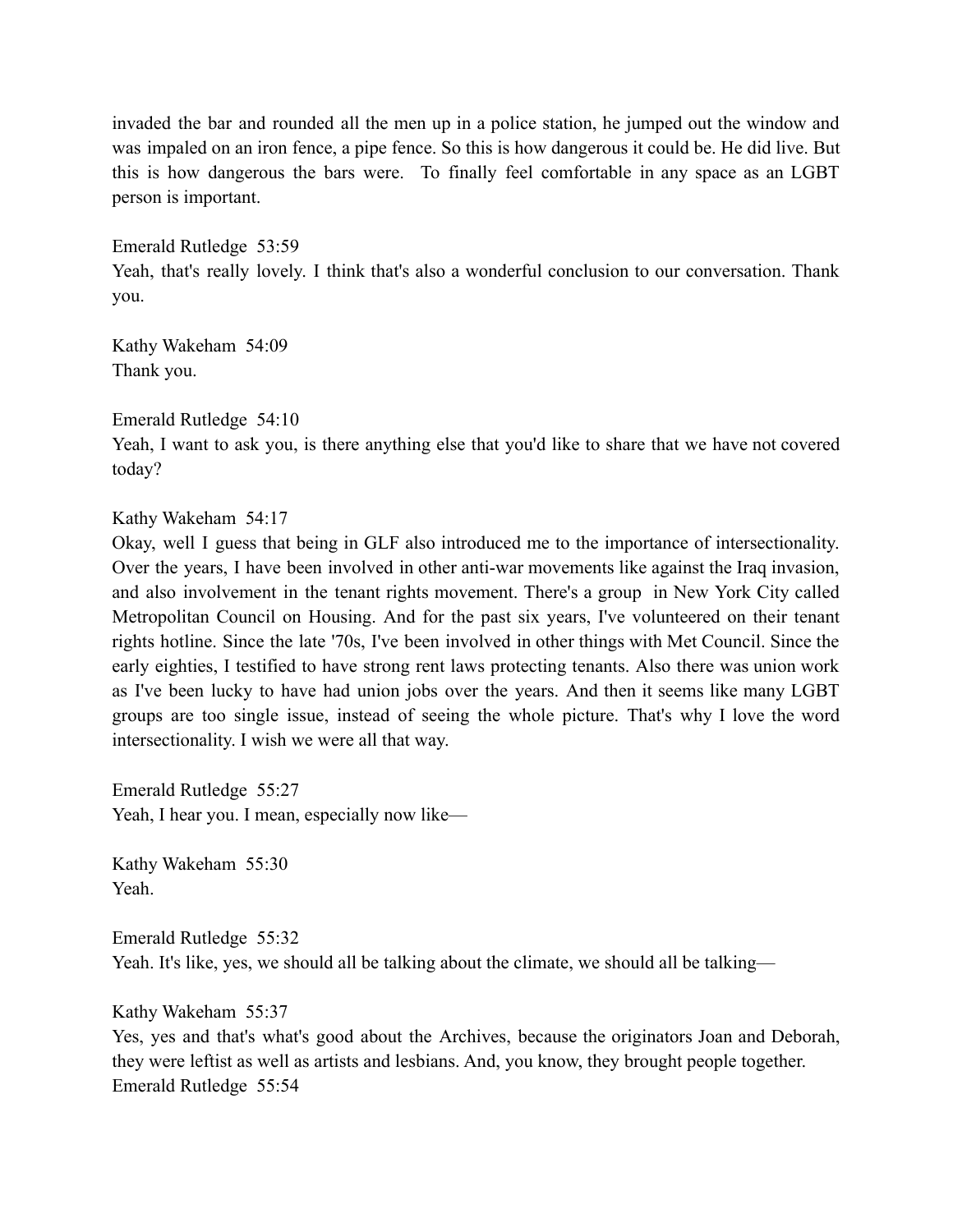invaded the bar and rounded all the men up in a police station, he jumped out the window and was impaled on an iron fence, a pipe fence. So this is how dangerous it could be. He did live. But this is how dangerous the bars were. To finally feel comfortable in any space as an LGBT person is important.

Emerald Rutledge 53:59
Yeah, that's really lovely. I think that's also a wonderful conclusion to our conversation. Thank you.

Kathy Wakeham 54:09
Thank you.

Emerald Rutledge 54:10
Yeah, I want to ask you, is there anything else that you'd like to share that we have not covered today?

Kathy Wakeham 54:17
Okay, well I guess that being in GLF also introduced me to the importance of intersectionality. Over the years, I have been involved in other anti-war movements like against the Iraq invasion, and also involvement in the tenant rights movement. There's a group in New York City called Metropolitan Council on Housing. And for the past six years, I've volunteered on their tenant rights hotline. Since the late '70s, I've been involved in other things with Met Council. Since the early eighties, I testified to have strong rent laws protecting tenants. Also there was union work as I've been lucky to have had union jobs over the years. And then it seems like many LGBT groups are too single issue, instead of seeing the whole picture. That's why I love the word intersectionality. I wish we were all that way.

Emerald Rutledge 55:27
Yeah, I hear you. I mean, especially now like—

Kathy Wakeham 55:30
Yeah.

Emerald Rutledge 55:32
Yeah. It's like, yes, we should all be talking about the climate, we should all be talking—

Kathy Wakeham 55:37
Yes, yes and that's what's good about the Archives, because the originators Joan and Deborah, they were leftist as well as artists and lesbians. And, you know, they brought people together.

Emerald Rutledge 55:54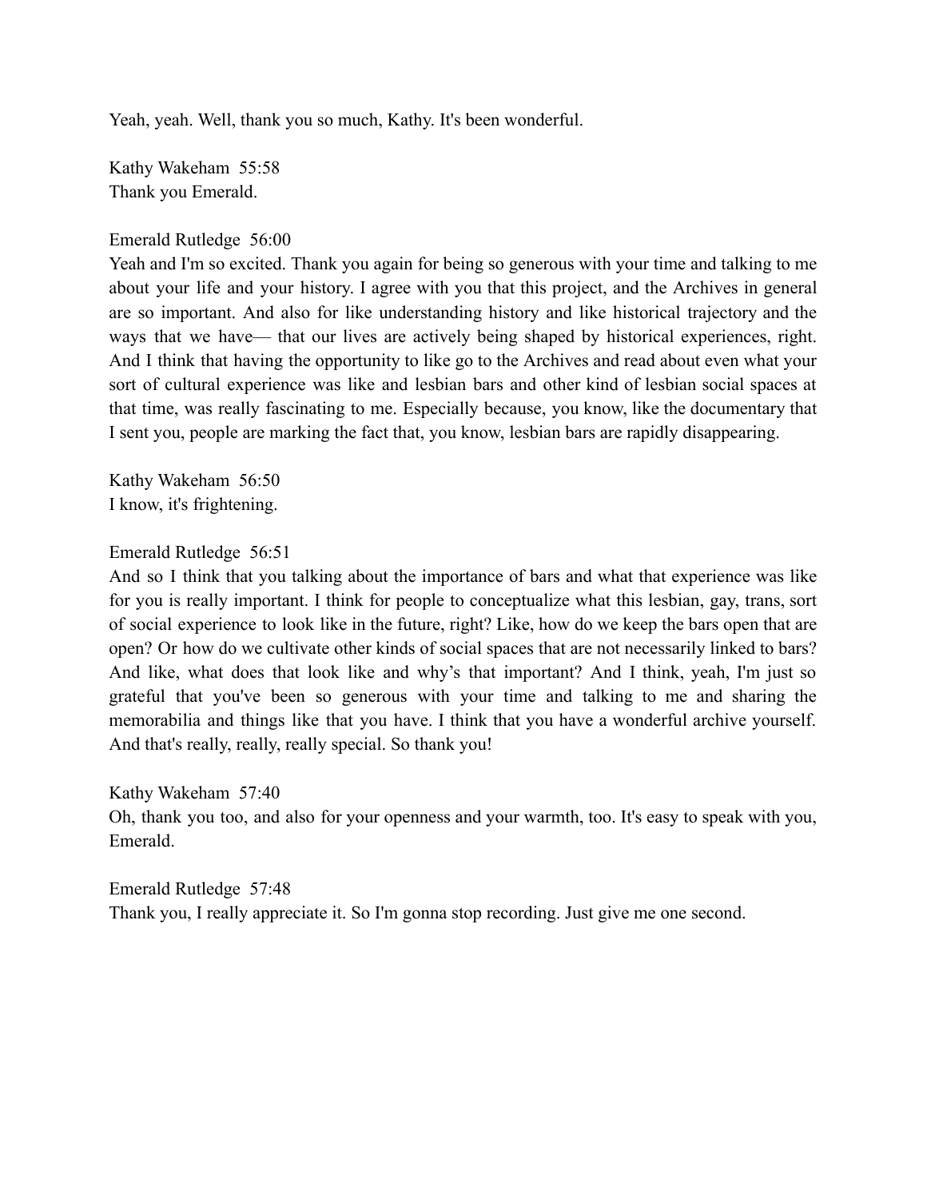Yeah, yeah. Well, thank you so much, Kathy. It's been wonderful.

Kathy Wakeham 55:58
Thank you Emerald.

Emerald Rutledge 56:00
Yeah and I'm so excited. Thank you again for being so generous with your time and talking to me about your life and your history. I agree with you that this project, and the Archives in general are so important. And also for like understanding history and like historical trajectory and the ways that we have— that our lives are actively being shaped by historical experiences, right. And I think that having the opportunity to like go to the Archives and read about even what your sort of cultural experience was like and lesbian bars and other kind of lesbian social spaces at that time, was really fascinating to me. Especially because, you know, like the documentary that I sent you, people are marking the fact that, you know, lesbian bars are rapidly disappearing.

Kathy Wakeham 56:50
I know, it's frightening.

Emerald Rutledge 56:51
And so I think that you talking about the importance of bars and what that experience was like for you is really important. I think for people to conceptualize what this lesbian, gay, trans, sort of social experience to look like in the future, right? Like, how do we keep the bars open that are open? Or how do we cultivate other kinds of social spaces that are not necessarily linked to bars? And like, what does that look like and why's that important? And I think, yeah, I'm just so grateful that you've been so generous with your time and talking to me and sharing the memorabilia and things like that you have. I think that you have a wonderful archive yourself. And that's really, really, really special. So thank you!

Kathy Wakeham 57:40
Oh, thank you too, and also for your openness and your warmth, too. It's easy to speak with you, Emerald.

Emerald Rutledge 57:48
Thank you, I really appreciate it. So I'm gonna stop recording. Just give me one second.